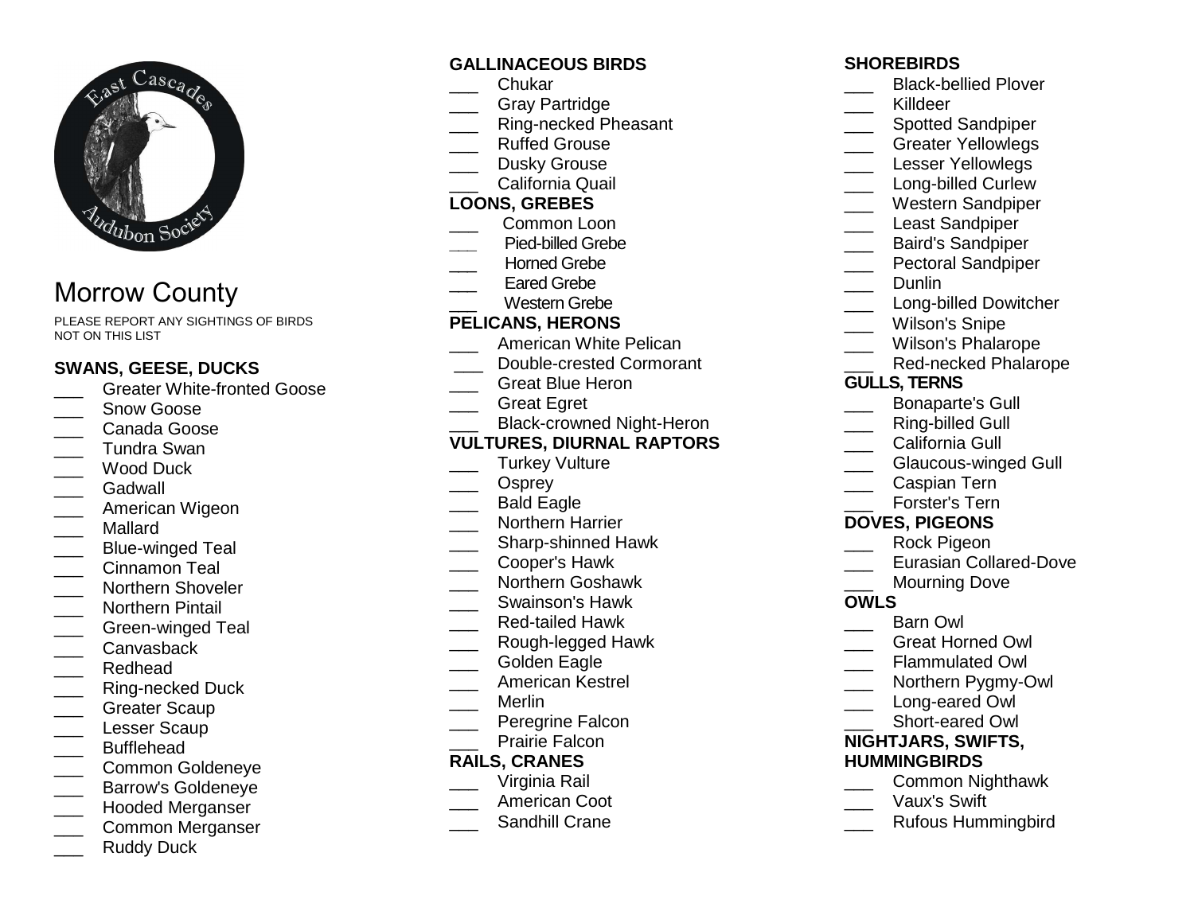East Cascades Audubon Society

# Morrow County

PLEASE REPORT ANY SIGHTINGS OF BIRDS NOT ON THIS LIST

## SWANS, GEESE, DUCKS

- ___ Greater White-fronted Goose
- ___ Snow Goose
- ___ Canada Goose
- ___ Tundra Swan
- ___ Wood Duck
- ___ Gadwall
- ___ American Wigeon
- ___ Mallard
- ___ Blue-winged Teal
- ___ Cinnamon Teal
- ___ Northern Shoveler
- ___ Northern Pintail
- ___ Green-winged Teal
- ___ Canvasback
- ___ Redhead
- ___ Ring-necked Duck
- ___ Greater Scaup
- ___ Lesser Scaup
- ___ Bufflehead
- ___ Common Goldeneye
- ___ Barrow's Goldeneye
- ___ Hooded Merganser
- ___ Common Merganser
- ___ Ruddy Duck

## GALLINACEOUS BIRDS

- ___ Chukar
- ___ Gray Partridge
- ___ Ring-necked Pheasant
- ___ Ruffed Grouse
- ___ Dusky Grouse
- ___ California Quail

## LOONS, GREBES

- ___ Common Loon
- ___ Pied-billed Grebe
- ___ Horned Grebe
- ___ Eared Grebe
- ___ Western Grebe

## PELICANS, HERONS

- ___ American White Pelican
- ___ Double-crested Cormorant
- ___ Great Blue Heron
- ___ Great Egret
- ___ Black-crowned Night-Heron

## VULTURES, DIURNAL RAPTORS

- ___ Turkey Vulture
- ___ Osprey
- ___ Bald Eagle
- ___ Northern Harrier
- ___ Sharp-shinned Hawk
- ___ Cooper's Hawk
- ___ Northern Goshawk
- ___ Swainson's Hawk
- ___ Red-tailed Hawk
- ___ Rough-legged Hawk
- ___ Golden Eagle
- ___ American Kestrel
- ___ Merlin
- ___ Peregrine Falcon
- ___ Prairie Falcon

## RAILS, CRANES

- ___ Virginia Rail
- ___ American Coot
- ___ Sandhill Crane

## SHOREBIRDS

- ___ Black-bellied Plover
- ___ Killdeer
- ___ Spotted Sandpiper
- ___ Greater Yellowlegs
- ___ Lesser Yellowlegs
- ___ Long-billed Curlew
- ___ Western Sandpiper
- ___ Least Sandpiper
- ___ Baird's Sandpiper
- ___ Pectoral Sandpiper
- ___ Dunlin
- ___ Long-billed Dowitcher
- ___ Wilson's Snipe
- ___ Wilson's Phalarope
- ___ Red-necked Phalarope

## GULLS, TERNS

- ___ Bonaparte's Gull
- ___ Ring-billed Gull
- ___ California Gull
- ___ Glaucous-winged Gull
- ___ Caspian Tern
- ___ Forster's Tern

## DOVES, PIGEONS

- ___ Rock Pigeon
- ___ Eurasian Collared-Dove
- ___ Mourning Dove

## OWLS

- ___ Barn Owl
- ___ Great Horned Owl
- ___ Flammulated Owl
- ___ Northern Pygmy-Owl
- ___ Long-eared Owl
- ___ Short-eared Owl

## NIGHTJARS, SWIFTS, HUMMINGBIRDS

- ___ Common Nighthawk
- ___ Vaux's Swift
- ___ Rufous Hummingbird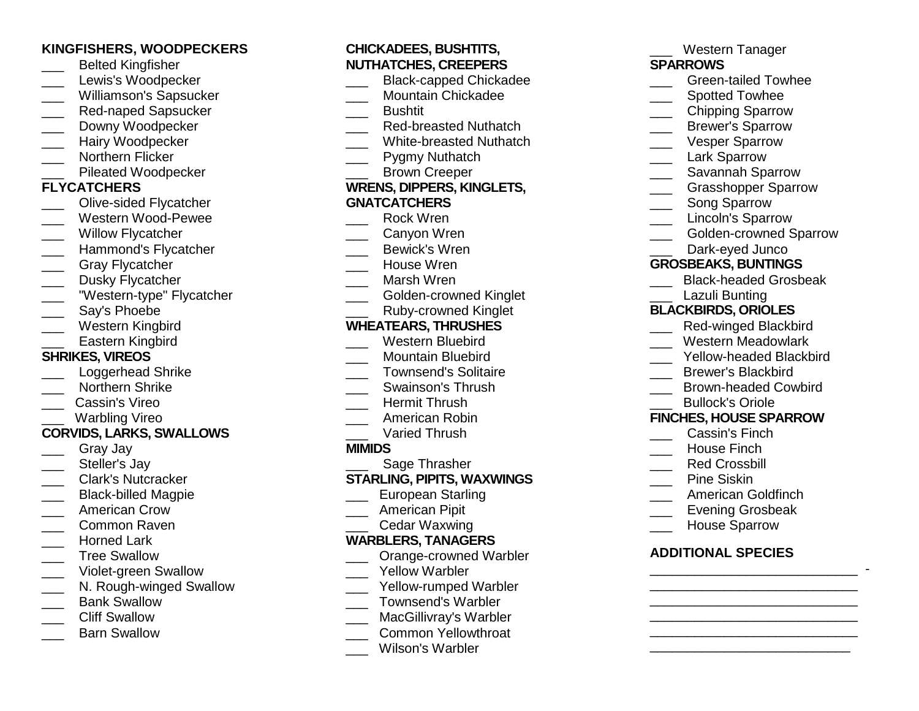**KINGFISHERS, WOODPECKERS**

___ Belted Kingfisher
___ Lewis's Woodpecker
___ Williamson's Sapsucker
___ Red-naped Sapsucker
___ Downy Woodpecker
___ Hairy Woodpecker
___ Northern Flicker
___ Pileated Woodpecker

**FLYCATCHERS**

___ Olive-sided Flycatcher
___ Western Wood-Pewee
___ Willow Flycatcher
___ Hammond's Flycatcher
___ Gray Flycatcher
___ Dusky Flycatcher
___ "Western-type" Flycatcher
___ Say's Phoebe
___ Western Kingbird
___ Eastern Kingbird

**SHRIKES, VIREOS**

___ Loggerhead Shrike
___ Northern Shrike
___ Cassin's Vireo
___ Warbling Vireo

**CORVIDS, LARKS, SWALLOWS**

___ Gray Jay
___ Steller's Jay
___ Clark's Nutcracker
___ Black-billed Magpie
___ American Crow
___ Common Raven
___ Horned Lark
___ Tree Swallow
___ Violet-green Swallow
___ N. Rough-winged Swallow
___ Bank Swallow
___ Cliff Swallow
___ Barn Swallow

**CHICKADEES, BUSHTITS, NUTHATCHES, CREEPERS**

___ Black-capped Chickadee
___ Mountain Chickadee
___ Bushtit
___ Red-breasted Nuthatch
___ White-breasted Nuthatch
___ Pygmy Nuthatch
___ Brown Creeper

**WRENS, DIPPERS, KINGLETS, GNATCATCHERS**

___ Rock Wren
___ Canyon Wren
___ Bewick's Wren
___ House Wren
___ Marsh Wren
___ Golden-crowned Kinglet
___ Ruby-crowned Kinglet

**WHEATEARS, THRUSHES**

___ Western Bluebird
___ Mountain Bluebird
___ Townsend's Solitaire
___ Swainson's Thrush
___ Hermit Thrush
___ American Robin
___ Varied Thrush

**MIMIDS**

___ Sage Thrasher

**STARLING, PIPITS, WAXWINGS**

___ European Starling
___ American Pipit
___ Cedar Waxwing

**WARBLERS, TANAGERS**

___ Orange-crowned Warbler
___ Yellow Warbler
___ Yellow-rumped Warbler
___ Townsend's Warbler
___ MacGillivray's Warbler
___ Common Yellowthroat
___ Wilson's Warbler
___ Western Tanager

**SPARROWS**

___ Green-tailed Towhee
___ Spotted Towhee
___ Chipping Sparrow
___ Brewer's Sparrow
___ Vesper Sparrow
___ Lark Sparrow
___ Savannah Sparrow
___ Grasshopper Sparrow
___ Song Sparrow
___ Lincoln's Sparrow
___ Golden-crowned Sparrow
___ Dark-eyed Junco

**GROSBEAKS, BUNTINGS**

___ Black-headed Grosbeak
___ Lazuli Bunting

**BLACKBIRDS, ORIOLES**

___ Red-winged Blackbird
___ Western Meadowlark
___ Yellow-headed Blackbird
___ Brewer's Blackbird
___ Brown-headed Cowbird
___ Bullock's Oriole

**FINCHES, HOUSE SPARROW**

___ Cassin's Finch
___ House Finch
___ Red Crossbill
___ Pine Siskin
___ American Goldfinch
___ Evening Grosbeak
___ House Sparrow

**ADDITIONAL SPECIES**

___________________________ -
___________________________
___________________________
___________________________
___________________________
___________________________